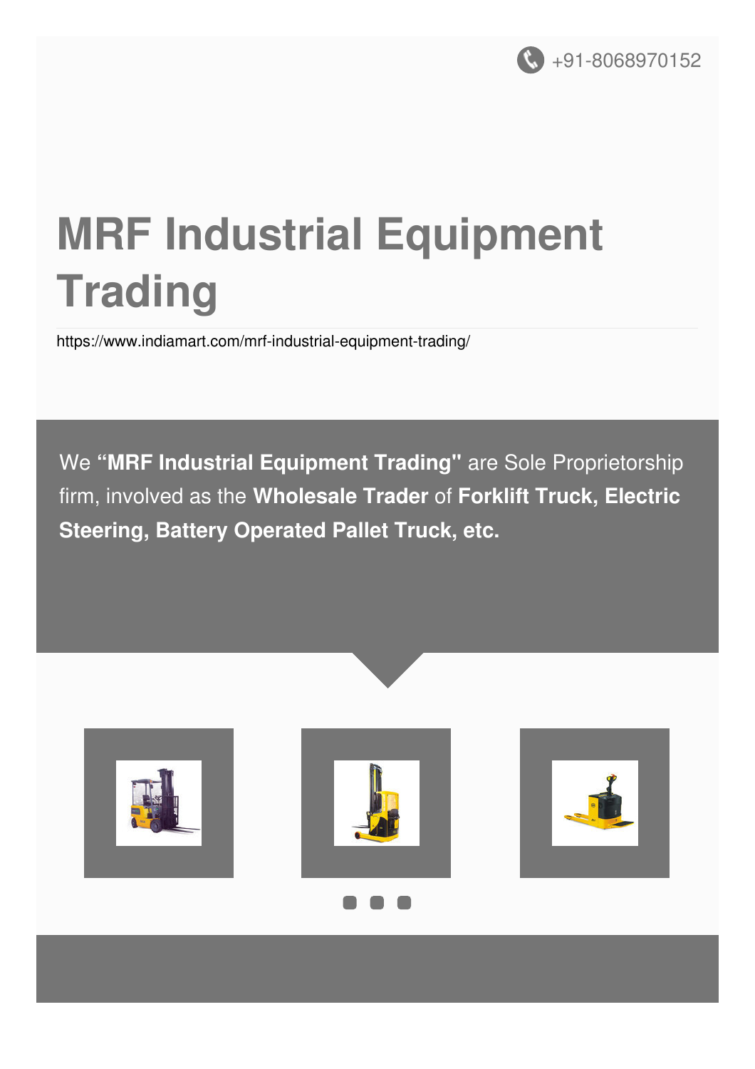+91-8068970152

# MRF Industrial Equipment Trading

https://www.indiamart.com/mrf-industrial-equipment-trading/

We “**MRF Industrial Equipment Trading"** are Sole Proprietorship firm, involved as the **Wholesale Trader** of **Forklift Truck, Electric Steering, Battery Operated Pallet Truck, etc.**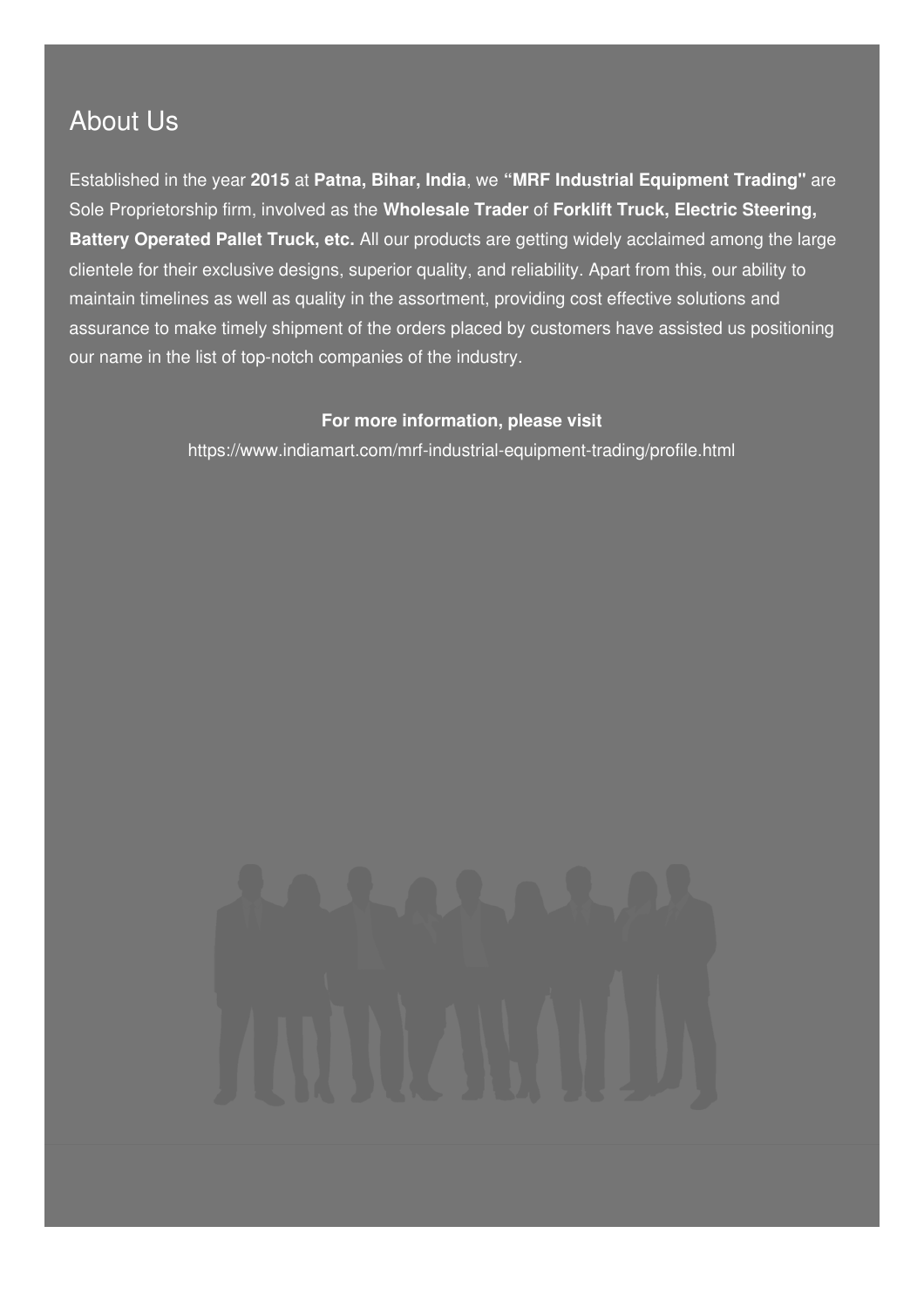## About Us

Established in the year **2015** at **Patna, Bihar, India**, we **"MRF Industrial Equipment Trading"** are Sole Proprietorship firm, involved as the **Wholesale Trader** of **Forklift Truck, Electric Steering, Battery Operated Pallet Truck, etc.** All our products are getting widely acclaimed among the large clientele for their exclusive designs, superior quality, and reliability. Apart from this, our ability to maintain timelines as well as quality in the assortment, providing cost effective solutions and assurance to make timely shipment of the orders placed by customers have assisted us positioning our name in the list of top-notch companies of the industry.

**For more information, please visit**

https://www.indiamart.com/mrf-industrial-equipment-trading/profile.html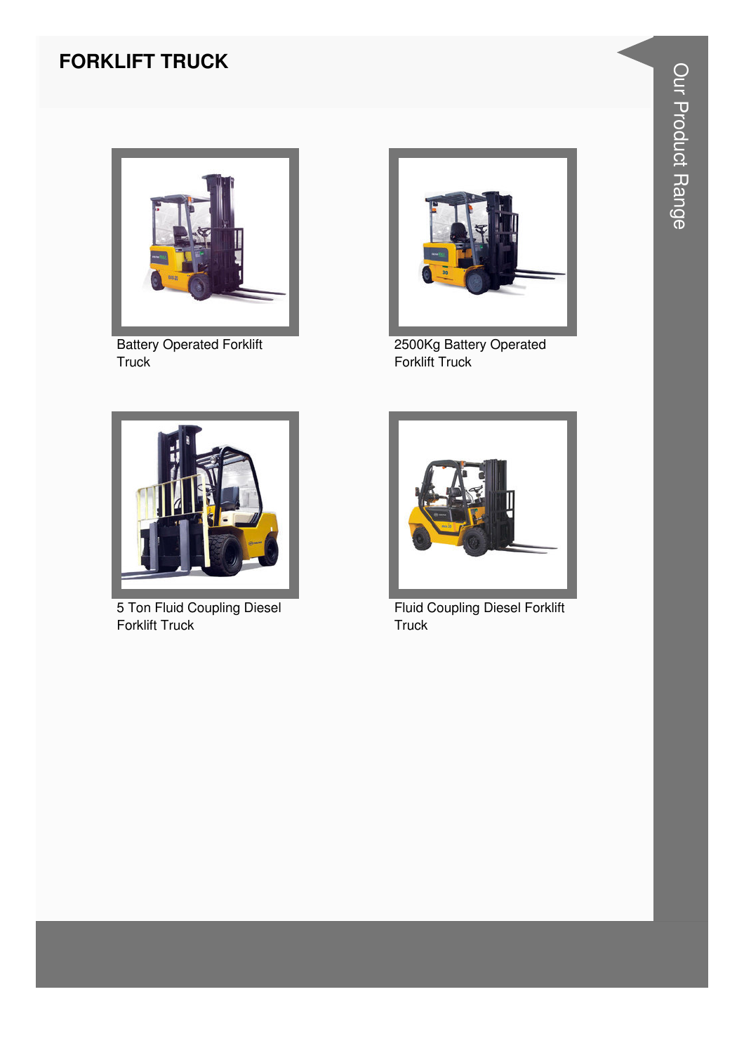## FORKLIFT TRUCK

Battery Operated Forklift Truck

2500Kg Battery Operated Forklift Truck

5 Ton Fluid Coupling Diesel Forklift Truck

Fluid Coupling Diesel Forklift Truck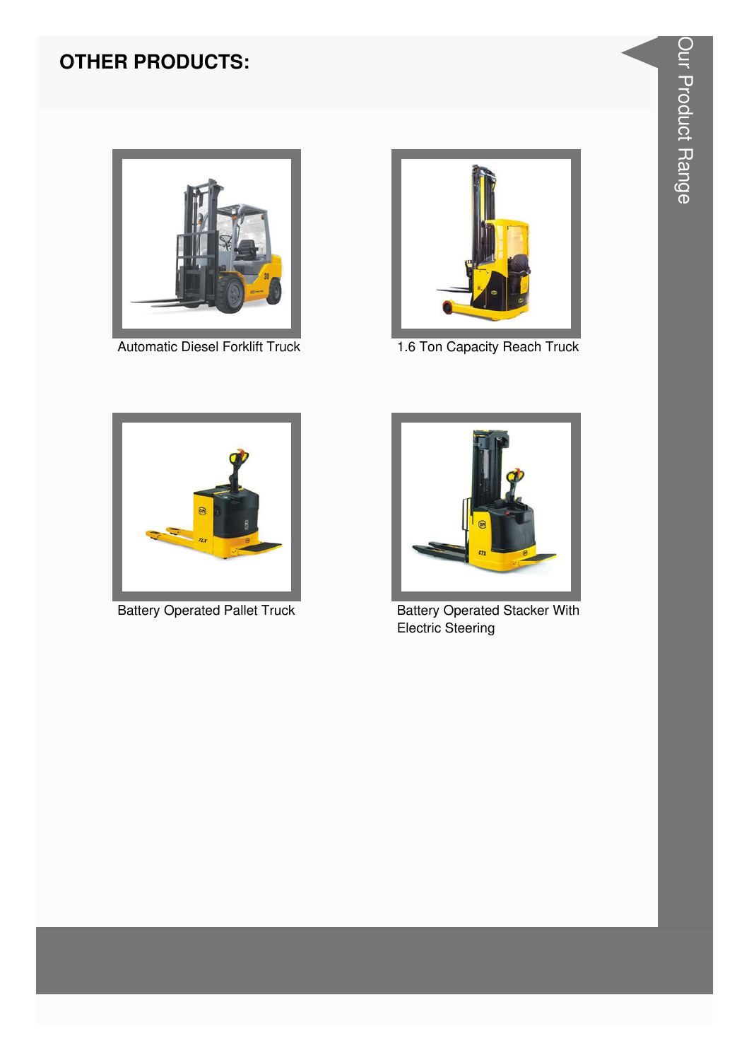## OTHER PRODUCTS:

Automatic Diesel Forklift Truck

1.6 Ton Capacity Reach Truck

Battery Operated Pallet Truck

Battery Operated Stacker With Electric Steering

Our Product Range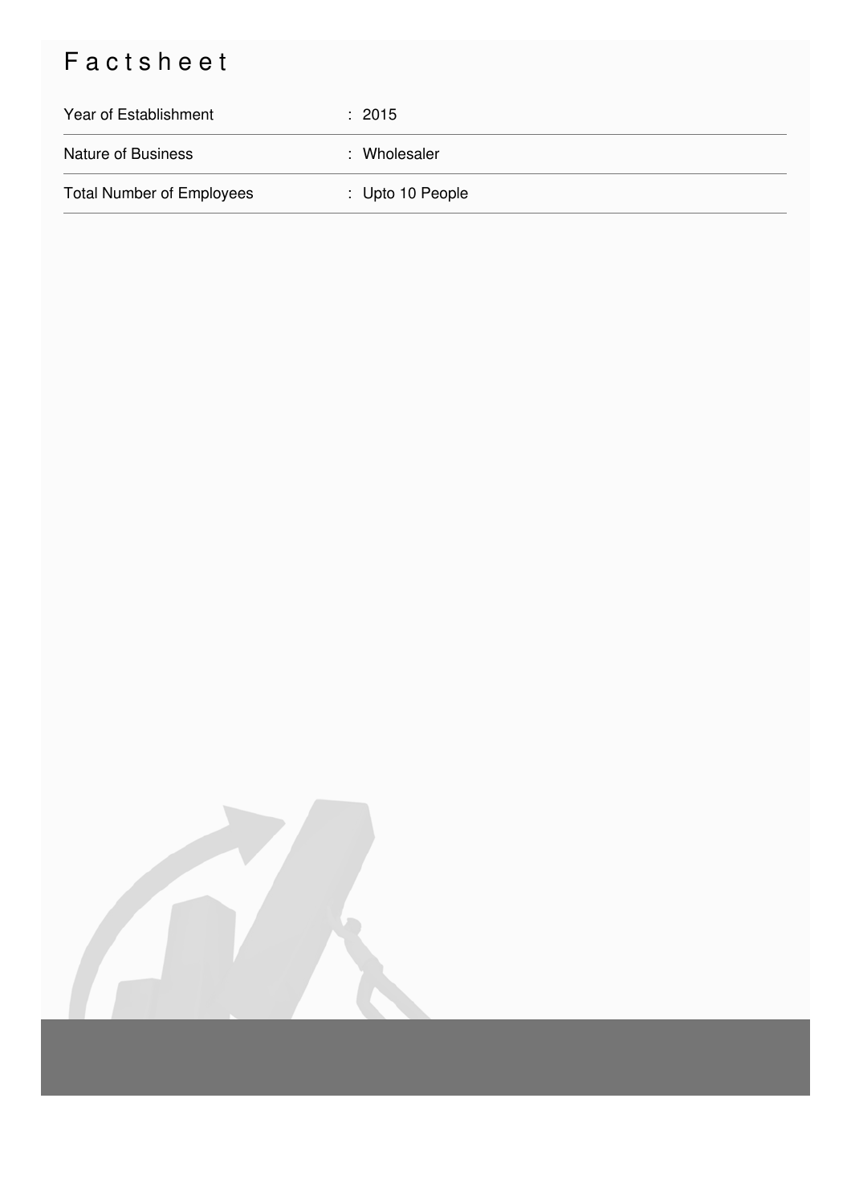# Factsheet

| | |
|---|---|
| Year of Establishment | : 2015 |
| Nature of Business | : Wholesaler |
| Total Number of Employees | : Upto 10 People |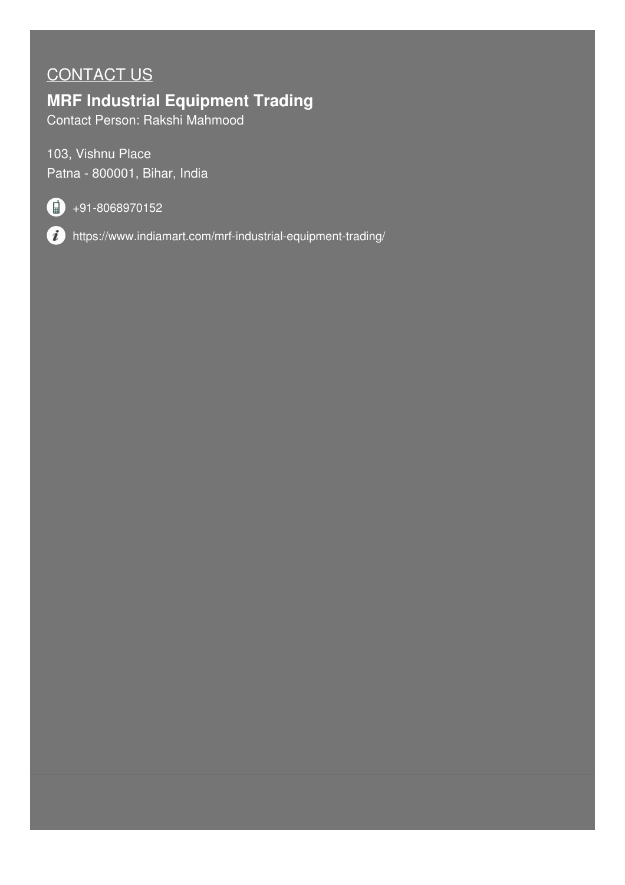## CONTACT US

### MRF Industrial Equipment Trading

Contact Person: Rakshi Mahmood

103, Vishnu Place
Patna - 800001, Bihar, India

+91-8068970152

https://www.indiamart.com/mrf-industrial-equipment-trading/